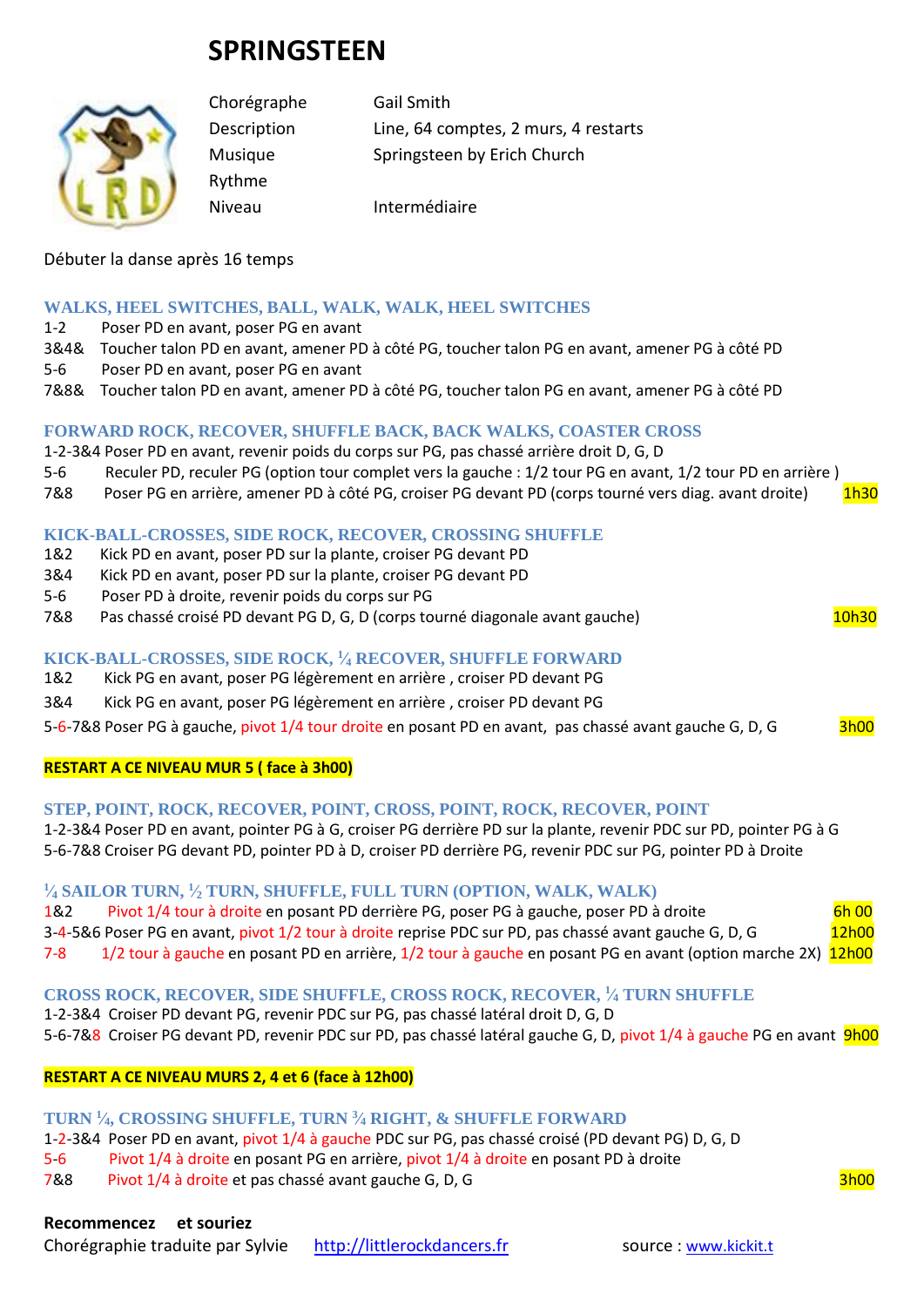# SPRINGSTEEN

| | |
|---|---|
| Chorégraphe | Gail Smith |
| Description | Line, 64 comptes, 2 murs, 4 restarts |
| Musique | Springsteen by Erich Church |
| Rythme | |
| Niveau | Intermédiaire |

Débuter la danse après 16 temps

### WALKS, HEEL SWITCHES, BALL, WALK, WALK, HEEL SWITCHES

1-2 Poser PD en avant, poser PG en avant
3&4& Toucher talon PD en avant, amener PD à côté PG, toucher talon PG en avant, amener PG à côté PD
5-6 Poser PD en avant, poser PG en avant
7&8& Toucher talon PD en avant, amener PD à côté PG, toucher talon PG en avant, amener PG à côté PD

### FORWARD ROCK, RECOVER, SHUFFLE BACK, BACK WALKS, COASTER CROSS

1-2-3&4 Poser PD en avant, revenir poids du corps sur PG, pas chassé arrière droit D, G, D
5-6 Reculer PD, reculer PG (option tour complet vers la gauche : 1/2 tour PG en avant, 1/2 tour PD en arrière )
7&8 Poser PG en arrière, amener PD à côté PG, croiser PG devant PD (corps tourné vers diag. avant droite) 1h30

### KICK-BALL-CROSSES, SIDE ROCK, RECOVER, CROSSING SHUFFLE

1&2 Kick PD en avant, poser PD sur la plante, croiser PG devant PD
3&4 Kick PD en avant, poser PD sur la plante, croiser PG devant PD
5-6 Poser PD à droite, revenir poids du corps sur PG
7&8 Pas chassé croisé PD devant PG D, G, D (corps tourné diagonale avant gauche) 10h30

### KICK-BALL-CROSSES, SIDE ROCK, ¼ RECOVER, SHUFFLE FORWARD

1&2 Kick PG en avant, poser PG légèrement en arrière , croiser PD devant PG
3&4 Kick PG en avant, poser PG légèrement en arrière , croiser PD devant PG
5-6-7&8 Poser PG à gauche, pivot 1/4 tour droite en posant PD en avant, pas chassé avant gauche G, D, G 3h00

**RESTART A CE NIVEAU MUR 5 ( face à 3h00)**

### STEP, POINT, ROCK, RECOVER, POINT, CROSS, POINT, ROCK, RECOVER, POINT

1-2-3&4 Poser PD en avant, pointer PG à G, croiser PG derrière PD sur la plante, revenir PDC sur PD, pointer PG à G
5-6-7&8 Croiser PG devant PD, pointer PD à D, croiser PD derrière PG, revenir PDC sur PG, pointer PD à Droite

### ¼ SAILOR TURN, ½ TURN, SHUFFLE, FULL TURN (OPTION, WALK, WALK)

1&2 Pivot 1/4 tour à droite en posant PD derrière PG, poser PG à gauche, poser PD à droite 6h 00
3-4-5&6 Poser PG en avant, pivot 1/2 tour à droite reprise PDC sur PD, pas chassé avant gauche G, D, G 12h00
7-8 1/2 tour à gauche en posant PD en arrière, 1/2 tour à gauche en posant PG en avant (option marche 2X) 12h00

### CROSS ROCK, RECOVER, SIDE SHUFFLE, CROSS ROCK, RECOVER, ¼ TURN SHUFFLE

1-2-3&4 Croiser PD devant PG, revenir PDC sur PG, pas chassé latéral droit D, G, D
5-6-7&8 Croiser PG devant PD, revenir PDC sur PD, pas chassé latéral gauche G, D, pivot 1/4 à gauche PG en avant 9h00

**RESTART A CE NIVEAU MURS 2, 4 et 6 (face à 12h00)**

### TURN ¼, CROSSING SHUFFLE, TURN ¾ RIGHT, & SHUFFLE FORWARD

1-2-3&4 Poser PD en avant, pivot 1/4 à gauche PDC sur PG, pas chassé croisé (PD devant PG) D, G, D
5-6 Pivot 1/4 à droite en posant PG en arrière, pivot 1/4 à droite en posant PD à droite
7&8 Pivot 1/4 à droite et pas chassé avant gauche G, D, G 3h00

**Recommencez et souriez**
Chorégraphie traduite par Sylvie http://littlerockdancers.fr source : www.kickit.t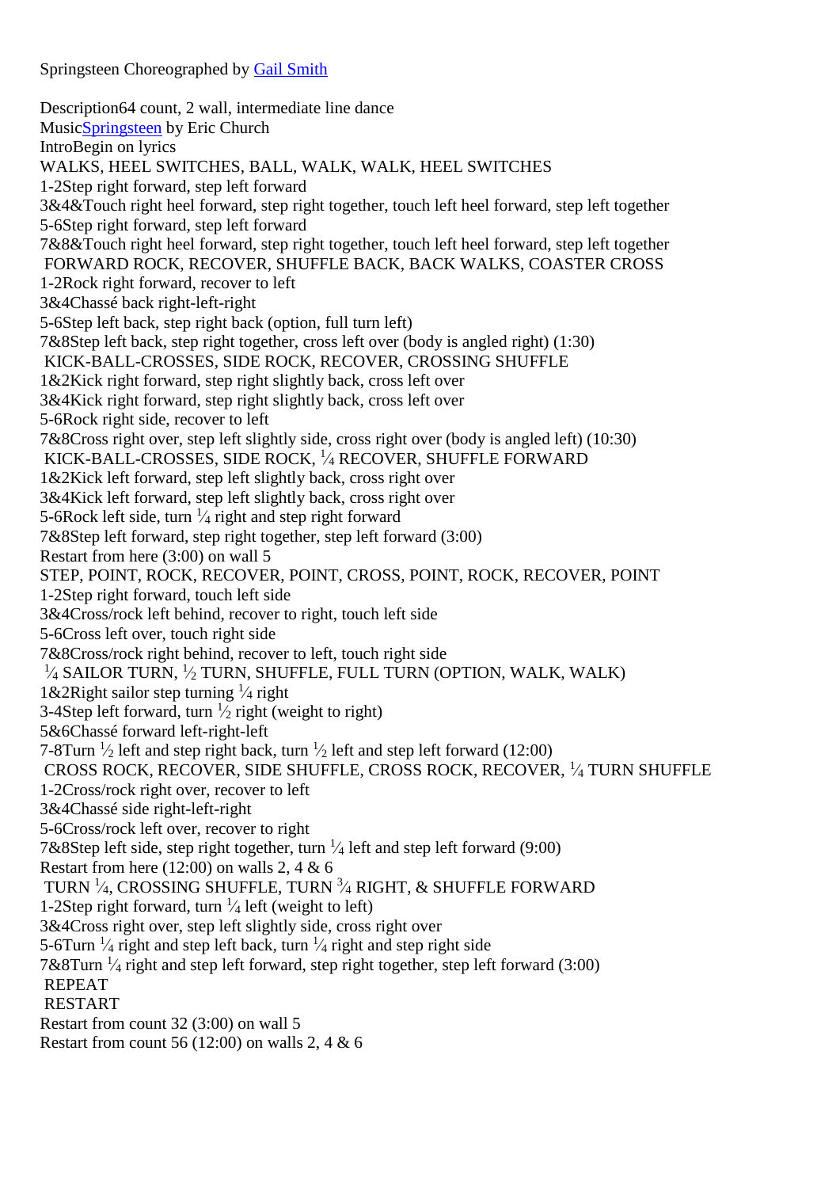Springsteen Choreographed by Gail Smith

Description64 count, 2 wall, intermediate line dance
MusicSpringsteen by Eric Church
IntroBegin on lyrics

WALKS, HEEL SWITCHES, BALL, WALK, WALK, HEEL SWITCHES
1-2Step right forward, step left forward
3&4&Touch right heel forward, step right together, touch left heel forward, step left together
5-6Step right forward, step left forward
7&8&Touch right heel forward, step right together, touch left heel forward, step left together

FORWARD ROCK, RECOVER, SHUFFLE BACK, BACK WALKS, COASTER CROSS
1-2Rock right forward, recover to left
3&4Chassé back right-left-right
5-6Step left back, step right back (option, full turn left)
7&8Step left back, step right together, cross left over (body is angled right) (1:30)

KICK-BALL-CROSSES, SIDE ROCK, RECOVER, CROSSING SHUFFLE
1&2Kick right forward, step right slightly back, cross left over
3&4Kick right forward, step right slightly back, cross left over
5-6Rock right side, recover to left
7&8Cross right over, step left slightly side, cross right over (body is angled left) (10:30)

KICK-BALL-CROSSES, SIDE ROCK, ¼ RECOVER, SHUFFLE FORWARD
1&2Kick left forward, step left slightly back, cross right over
3&4Kick left forward, step left slightly back, cross right over
5-6Rock left side, turn ¼ right and step right forward
7&8Step left forward, step right together, step left forward (3:00)
Restart from here (3:00) on wall 5

STEP, POINT, ROCK, RECOVER, POINT, CROSS, POINT, ROCK, RECOVER, POINT
1-2Step right forward, touch left side
3&4Cross/rock left behind, recover to right, touch left side
5-6Cross left over, touch right side
7&8Cross/rock right behind, recover to left, touch right side

¼ SAILOR TURN, ½ TURN, SHUFFLE, FULL TURN (OPTION, WALK, WALK)
1&2Right sailor step turning ¼ right
3-4Step left forward, turn ½ right (weight to right)
5&6Chassé forward left-right-left
7-8Turn ½ left and step right back, turn ½ left and step left forward (12:00)

CROSS ROCK, RECOVER, SIDE SHUFFLE, CROSS ROCK, RECOVER, ¼ TURN SHUFFLE
1-2Cross/rock right over, recover to left
3&4Chassé side right-left-right
5-6Cross/rock left over, recover to right
7&8Step left side, step right together, turn ¼ left and step left forward (9:00)
Restart from here (12:00) on walls 2, 4 & 6

TURN ¼, CROSSING SHUFFLE, TURN ¾ RIGHT, & SHUFFLE FORWARD
1-2Step right forward, turn ¼ left (weight to left)
3&4Cross right over, step left slightly side, cross right over
5-6Turn ¼ right and step left back, turn ¼ right and step right side
7&8Turn ¼ right and step left forward, step right together, step left forward (3:00)

REPEAT

RESTART
Restart from count 32 (3:00) on wall 5
Restart from count 56 (12:00) on walls 2, 4 & 6